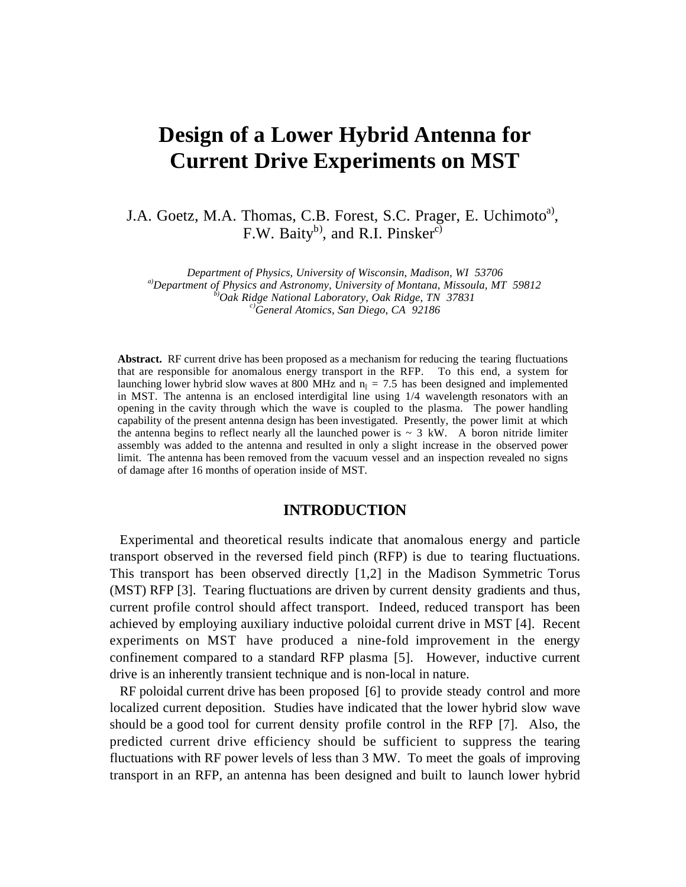# Design of a Lower Hybrid Antenna for Current Drive Experiments on MST

J.A. Goetz, M.A. Thomas, C.B. Forest, S.C. Prager, E. Uchimoto[a], F.W. Baity[b], and R.I. Pinsker[c]

*Department of Physics, University of Wisconsin, Madison, WI 53706*
*[a]Department of Physics and Astronomy, University of Montana, Missoula, MT 59812*
*[b]Oak Ridge National Laboratory, Oak Ridge, TN 37831*
*[c]General Atomics, San Diego, CA 92186*

**Abstract.** RF current drive has been proposed as a mechanism for reducing the tearing fluctuations that are responsible for anomalous energy transport in the RFP. To this end, a system for launching lower hybrid slow waves at 800 MHz and $n_{\|} = 7.5$ has been designed and implemented in MST. The antenna is an enclosed interdigital line using 1/4 wavelength resonators with an opening in the cavity through which the wave is coupled to the plasma. The power handling capability of the present antenna design has been investigated. Presently, the power limit at which the antenna begins to reflect nearly all the launched power is ~ 3 kW. A boron nitride limiter assembly was added to the antenna and resulted in only a slight increase in the observed power limit. The antenna has been removed from the vacuum vessel and an inspection revealed no signs of damage after 16 months of operation inside of MST.

## INTRODUCTION

Experimental and theoretical results indicate that anomalous energy and particle transport observed in the reversed field pinch (RFP) is due to tearing fluctuations. This transport has been observed directly [1,2] in the Madison Symmetric Torus (MST) RFP [3]. Tearing fluctuations are driven by current density gradients and thus, current profile control should affect transport. Indeed, reduced transport has been achieved by employing auxiliary inductive poloidal current drive in MST [4]. Recent experiments on MST have produced a nine-fold improvement in the energy confinement compared to a standard RFP plasma [5]. However, inductive current drive is an inherently transient technique and is non-local in nature.

RF poloidal current drive has been proposed [6] to provide steady control and more localized current deposition. Studies have indicated that the lower hybrid slow wave should be a good tool for current density profile control in the RFP [7]. Also, the predicted current drive efficiency should be sufficient to suppress the tearing fluctuations with RF power levels of less than 3 MW. To meet the goals of improving transport in an RFP, an antenna has been designed and built to launch lower hybrid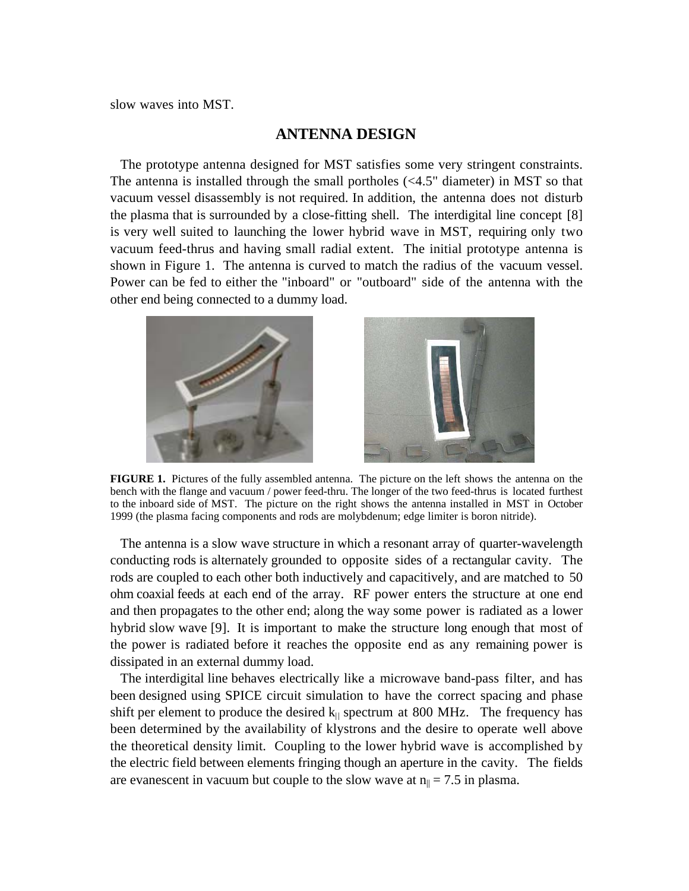slow waves into MST.

## ANTENNA DESIGN

The prototype antenna designed for MST satisfies some very stringent constraints. The antenna is installed through the small portholes (<4.5" diameter) in MST so that vacuum vessel disassembly is not required. In addition, the antenna does not disturb the plasma that is surrounded by a close-fitting shell. The interdigital line concept [8] is very well suited to launching the lower hybrid wave in MST, requiring only two vacuum feed-thrus and having small radial extent. The initial prototype antenna is shown in Figure 1. The antenna is curved to match the radius of the vacuum vessel. Power can be fed to either the "inboard" or "outboard" side of the antenna with the other end being connected to a dummy load.

**FIGURE 1.** Pictures of the fully assembled antenna. The picture on the left shows the antenna on the bench with the flange and vacuum / power feed-thru. The longer of the two feed-thrus is located furthest to the inboard side of MST. The picture on the right shows the antenna installed in MST in October 1999 (the plasma facing components and rods are molybdenum; edge limiter is boron nitride).

The antenna is a slow wave structure in which a resonant array of quarter-wavelength conducting rods is alternately grounded to opposite sides of a rectangular cavity. The rods are coupled to each other both inductively and capacitively, and are matched to 50 ohm coaxial feeds at each end of the array. RF power enters the structure at one end and then propagates to the other end; along the way some power is radiated as a lower hybrid slow wave [9]. It is important to make the structure long enough that most of the power is radiated before it reaches the opposite end as any remaining power is dissipated in an external dummy load.

The interdigital line behaves electrically like a microwave band-pass filter, and has been designed using SPICE circuit simulation to have the correct spacing and phase shift per element to produce the desired $k_{||}$ spectrum at 800 MHz. The frequency has been determined by the availability of klystrons and the desire to operate well above the theoretical density limit. Coupling to the lower hybrid wave is accomplished by the electric field between elements fringing though an aperture in the cavity. The fields are evanescent in vacuum but couple to the slow wave at $n_{||} = 7.5$ in plasma.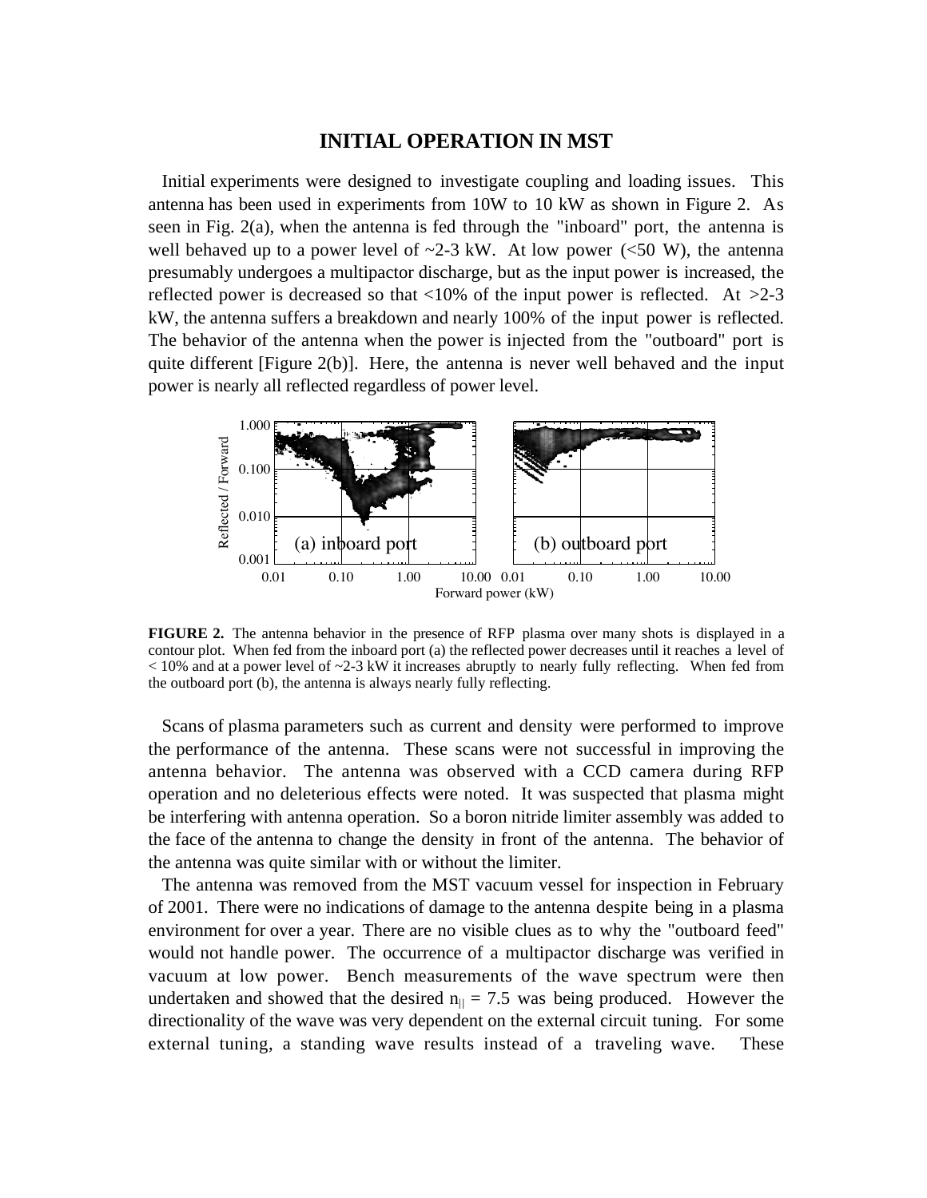## INITIAL OPERATION IN MST

Initial experiments were designed to investigate coupling and loading issues. This antenna has been used in experiments from 10W to 10 kW as shown in Figure 2. As seen in Fig. 2(a), when the antenna is fed through the "inboard" port, the antenna is well behaved up to a power level of ~2-3 kW. At low power (<50 W), the antenna presumably undergoes a multipactor discharge, but as the input power is increased, the reflected power is decreased so that <10% of the input power is reflected. At >2-3 kW, the antenna suffers a breakdown and nearly 100% of the input power is reflected. The behavior of the antenna when the power is injected from the "outboard" port is quite different [Figure 2(b)]. Here, the antenna is never well behaved and the input power is nearly all reflected regardless of power level.

**FIGURE 2.** The antenna behavior in the presence of RFP plasma over many shots is displayed in a contour plot. When fed from the inboard port (a) the reflected power decreases until it reaches a level of < 10% and at a power level of ~2-3 kW it increases abruptly to nearly fully reflecting. When fed from the outboard port (b), the antenna is always nearly fully reflecting.

Scans of plasma parameters such as current and density were performed to improve the performance of the antenna. These scans were not successful in improving the antenna behavior. The antenna was observed with a CCD camera during RFP operation and no deleterious effects were noted. It was suspected that plasma might be interfering with antenna operation. So a boron nitride limiter assembly was added to the face of the antenna to change the density in front of the antenna. The behavior of the antenna was quite similar with or without the limiter.

The antenna was removed from the MST vacuum vessel for inspection in February of 2001. There were no indications of damage to the antenna despite being in a plasma environment for over a year. There are no visible clues as to why the "outboard feed" would not handle power. The occurrence of a multipactor discharge was verified in vacuum at low power. Bench measurements of the wave spectrum were then undertaken and showed that the desired $n_{||} = 7.5$ was being produced. However the directionality of the wave was very dependent on the external circuit tuning. For some external tuning, a standing wave results instead of a traveling wave. These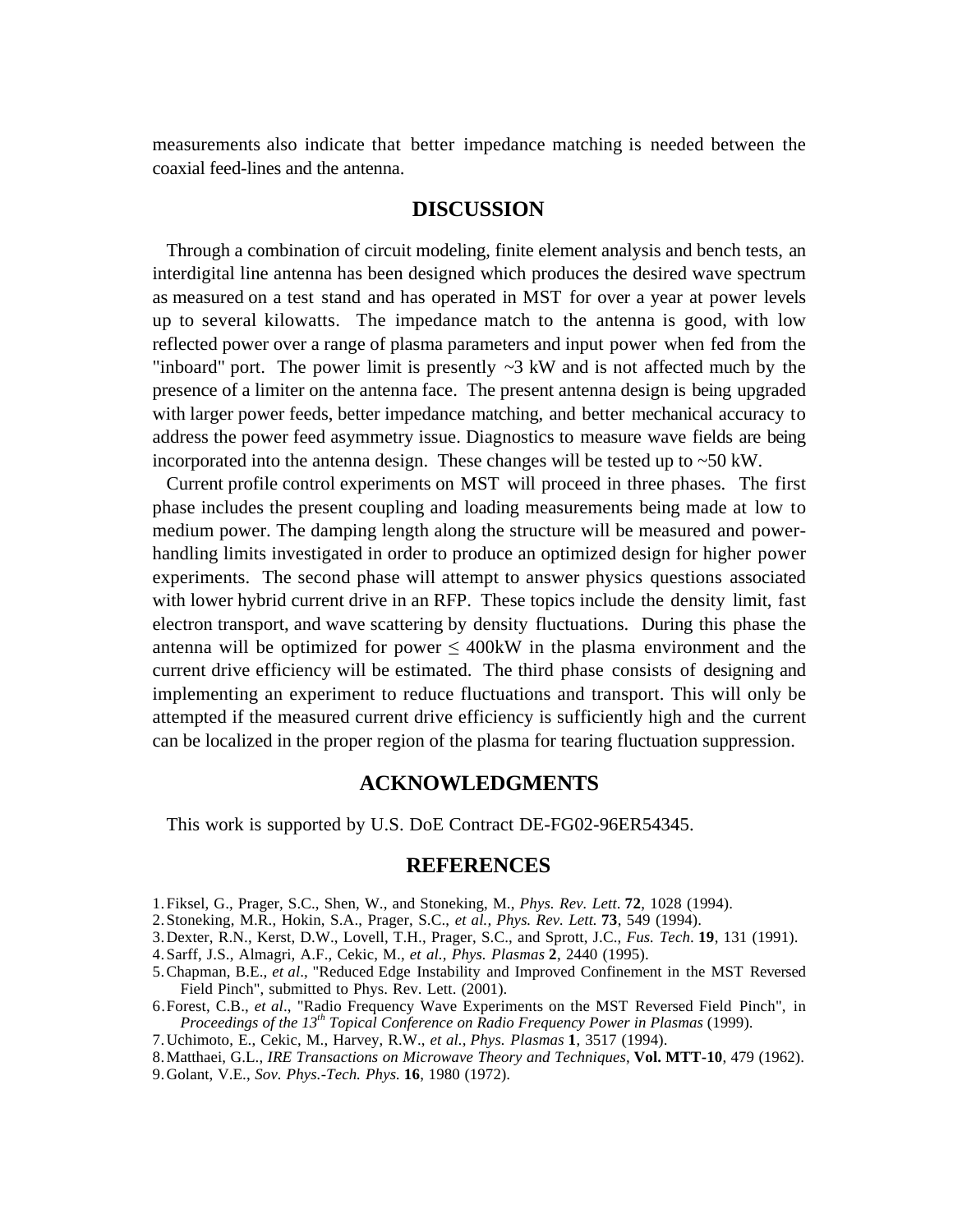measurements also indicate that better impedance matching is needed between the coaxial feed-lines and the antenna.

## DISCUSSION

Through a combination of circuit modeling, finite element analysis and bench tests, an interdigital line antenna has been designed which produces the desired wave spectrum as measured on a test stand and has operated in MST for over a year at power levels up to several kilowatts. The impedance match to the antenna is good, with low reflected power over a range of plasma parameters and input power when fed from the "inboard" port. The power limit is presently ~3 kW and is not affected much by the presence of a limiter on the antenna face. The present antenna design is being upgraded with larger power feeds, better impedance matching, and better mechanical accuracy to address the power feed asymmetry issue. Diagnostics to measure wave fields are being incorporated into the antenna design. These changes will be tested up to ~50 kW.

Current profile control experiments on MST will proceed in three phases. The first phase includes the present coupling and loading measurements being made at low to medium power. The damping length along the structure will be measured and power-handling limits investigated in order to produce an optimized design for higher power experiments. The second phase will attempt to answer physics questions associated with lower hybrid current drive in an RFP. These topics include the density limit, fast electron transport, and wave scattering by density fluctuations. During this phase the antenna will be optimized for power $\leq$ 400kW in the plasma environment and the current drive efficiency will be estimated. The third phase consists of designing and implementing an experiment to reduce fluctuations and transport. This will only be attempted if the measured current drive efficiency is sufficiently high and the current can be localized in the proper region of the plasma for tearing fluctuation suppression.

## ACKNOWLEDGMENTS

This work is supported by U.S. DoE Contract DE-FG02-96ER54345.

## REFERENCES

1. Fiksel, G., Prager, S.C., Shen, W., and Stoneking, M., *Phys. Rev. Lett.* **72**, 1028 (1994).
2. Stoneking, M.R., Hokin, S.A., Prager, S.C., *et al., Phys. Rev. Lett.* **73**, 549 (1994).
3. Dexter, R.N., Kerst, D.W., Lovell, T.H., Prager, S.C., and Sprott, J.C., *Fus. Tech.* **19**, 131 (1991).
4. Sarff, J.S., Almagri, A.F., Cekic, M., *et al., Phys. Plasmas* **2**, 2440 (1995).
5. Chapman, B.E., *et al.*, "Reduced Edge Instability and Improved Confinement in the MST Reversed Field Pinch", submitted to Phys. Rev. Lett. (2001).
6. Forest, C.B., *et al.*, "Radio Frequency Wave Experiments on the MST Reversed Field Pinch", in *Proceedings of the 13th Topical Conference on Radio Frequency Power in Plasmas* (1999).
7. Uchimoto, E., Cekic, M., Harvey, R.W., *et al., Phys. Plasmas* **1**, 3517 (1994).
8. Matthaei, G.L., *IRE Transactions on Microwave Theory and Techniques*, **Vol. MTT-10**, 479 (1962).
9. Golant, V.E., *Sov. Phys.-Tech. Phys.* **16**, 1980 (1972).